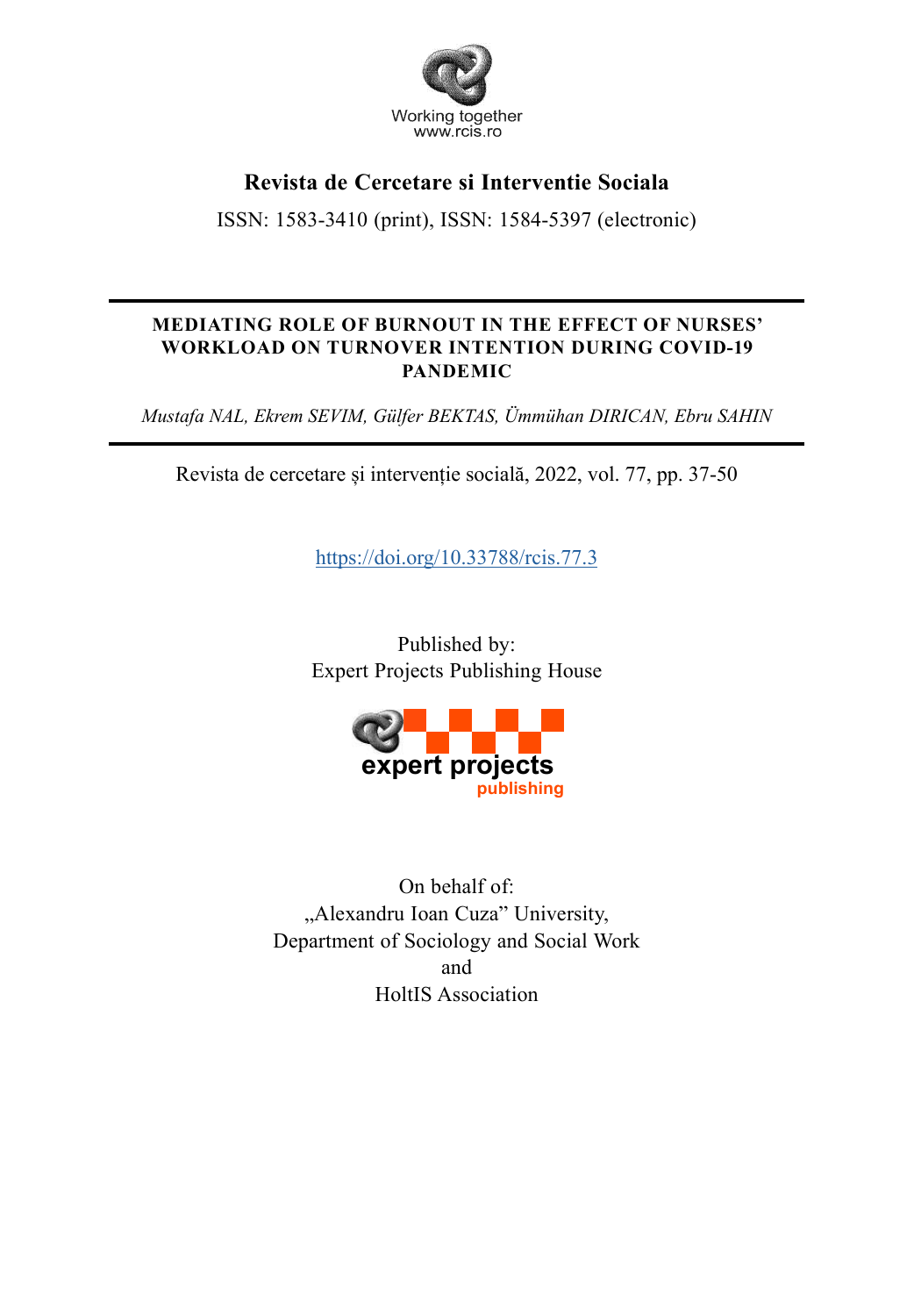Working together
www.rcis.ro

**Revista de Cercetare si Interventie Sociala**

ISSN: 1583-3410 (print), ISSN: 1584-5397 (electronic)

---

# MEDIATING ROLE OF BURNOUT IN THE EFFECT OF NURSES' WORKLOAD ON TURNOVER INTENTION DURING COVID-19 PANDEMIC

*Mustafa NAL, Ekrem SEVIM, Gülfer BEKTAS, Ümmühan DIRICAN, Ebru SAHIN*

---

Revista de cercetare și intervenție socială, 2022, vol. 77, pp. 37-50

https://doi.org/10.33788/rcis.77.3

Published by:
Expert Projects Publishing House

expert projects
publishing

On behalf of:
„Alexandru Ioan Cuza" University,
Department of Sociology and Social Work
and
HoltIS Association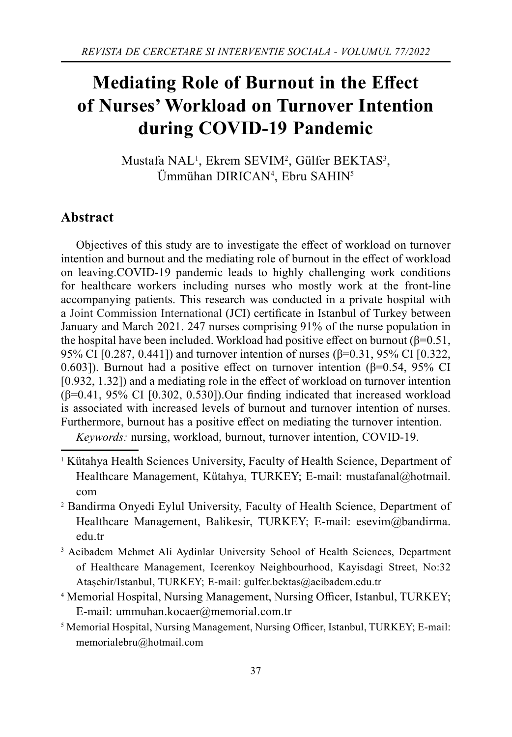# Mediating Role of Burnout in the Effect of Nurses' Workload on Turnover Intention during COVID-19 Pandemic

Mustafa NAL[1], Ekrem SEVIM[2], Gülfer BEKTAS[3], Ümmühan DIRICAN[4], Ebru SAHIN[5]

## Abstract

Objectives of this study are to investigate the effect of workload on turnover intention and burnout and the mediating role of burnout in the effect of workload on leaving.COVID-19 pandemic leads to highly challenging work conditions for healthcare workers including nurses who mostly work at the front-line accompanying patients. This research was conducted in a private hospital with a Joint Commission International (JCI) certificate in Istanbul of Turkey between January and March 2021. 247 nurses comprising 91% of the nurse population in the hospital have been included. Workload had positive effect on burnout ($\beta$=0.51, 95% CI [0.287, 0.441]) and turnover intention of nurses ($\beta$=0.31, 95% CI [0.322, 0.603]). Burnout had a positive effect on turnover intention ($\beta$=0.54, 95% CI [0.932, 1.32]) and a mediating role in the effect of workload on turnover intention ($\beta$=0.41, 95% CI [0.302, 0.530]).Our finding indicated that increased workload is associated with increased levels of burnout and turnover intention of nurses. Furthermore, burnout has a positive effect on mediating the turnover intention.

*Keywords:* nursing, workload, burnout, turnover intention, COVID-19.

---

[1] Kütahya Health Sciences University, Faculty of Health Science, Department of Healthcare Management, Kütahya, TURKEY; E-mail: mustafanal@hotmail.com

[2] Bandirma Onyedi Eylul University, Faculty of Health Science, Department of Healthcare Management, Balikesir, TURKEY; E-mail: esevim@bandirma.edu.tr

[3] Acibadem Mehmet Ali Aydinlar University School of Health Sciences, Department of Healthcare Management, Icerenkoy Neighbourhood, Kayisdagi Street, No:32 Ataşehir/Istanbul, TURKEY; E-mail: gulfer.bektas@acibadem.edu.tr

[4] Memorial Hospital, Nursing Management, Nursing Officer, Istanbul, TURKEY; E-mail: ummuhan.kocaer@memorial.com.tr

[5] Memorial Hospital, Nursing Management, Nursing Officer, Istanbul, TURKEY; E-mail: memorialebru@hotmail.com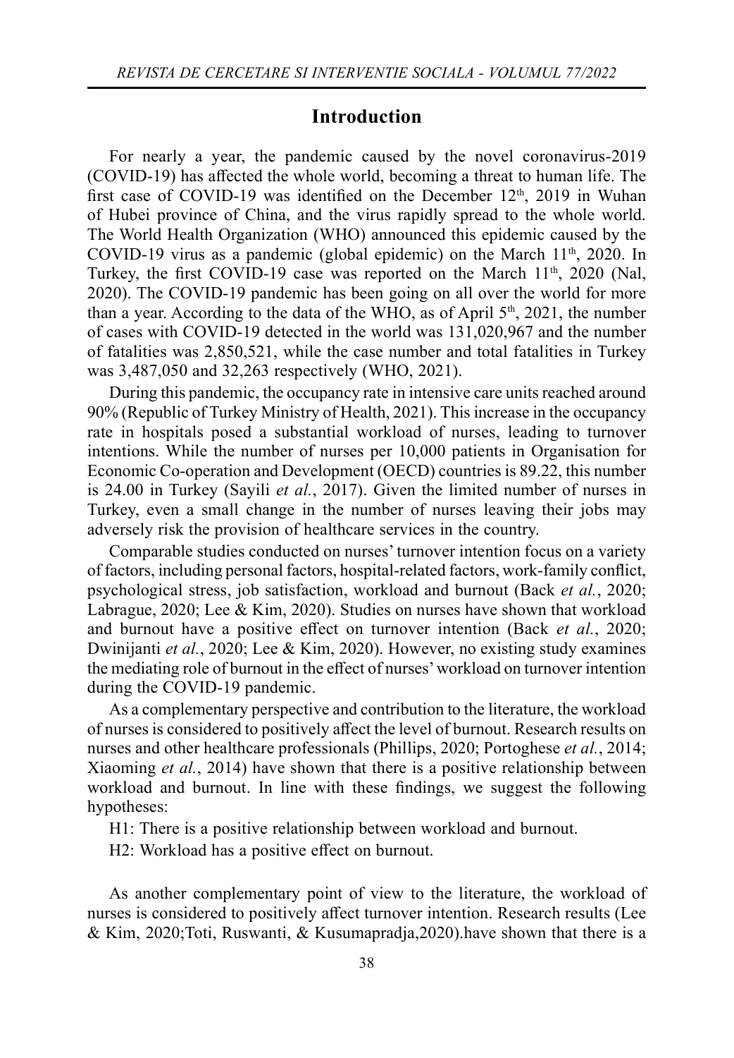## Introduction

For nearly a year, the pandemic caused by the novel coronavirus-2019 (COVID-19) has affected the whole world, becoming a threat to human life. The first case of COVID-19 was identified on the December 12th, 2019 in Wuhan of Hubei province of China, and the virus rapidly spread to the whole world. The World Health Organization (WHO) announced this epidemic caused by the COVID-19 virus as a pandemic (global epidemic) on the March 11th, 2020. In Turkey, the first COVID-19 case was reported on the March 11th, 2020 (Nal, 2020). The COVID-19 pandemic has been going on all over the world for more than a year. According to the data of the WHO, as of April 5th, 2021, the number of cases with COVID-19 detected in the world was 131,020,967 and the number of fatalities was 2,850,521, while the case number and total fatalities in Turkey was 3,487,050 and 32,263 respectively (WHO, 2021).

During this pandemic, the occupancy rate in intensive care units reached around 90% (Republic of Turkey Ministry of Health, 2021). This increase in the occupancy rate in hospitals posed a substantial workload of nurses, leading to turnover intentions. While the number of nurses per 10,000 patients in Organisation for Economic Co-operation and Development (OECD) countries is 89.22, this number is 24.00 in Turkey (Sayili *et al.*, 2017). Given the limited number of nurses in Turkey, even a small change in the number of nurses leaving their jobs may adversely risk the provision of healthcare services in the country.

Comparable studies conducted on nurses' turnover intention focus on a variety of factors, including personal factors, hospital-related factors, work-family conflict, psychological stress, job satisfaction, workload and burnout (Back *et al.*, 2020; Labrague, 2020; Lee & Kim, 2020). Studies on nurses have shown that workload and burnout have a positive effect on turnover intention (Back *et al.*, 2020; Dwinijanti *et al.*, 2020; Lee & Kim, 2020). However, no existing study examines the mediating role of burnout in the effect of nurses' workload on turnover intention during the COVID-19 pandemic.

As a complementary perspective and contribution to the literature, the workload of nurses is considered to positively affect the level of burnout. Research results on nurses and other healthcare professionals (Phillips, 2020; Portoghese *et al.*, 2014; Xiaoming *et al.*, 2014) have shown that there is a positive relationship between workload and burnout. In line with these findings, we suggest the following hypotheses:

H1: There is a positive relationship between workload and burnout.

H2: Workload has a positive effect on burnout.

As another complementary point of view to the literature, the workload of nurses is considered to positively affect turnover intention. Research results (Lee & Kim, 2020;Toti, Ruswanti, & Kusumapradja,2020).have shown that there is a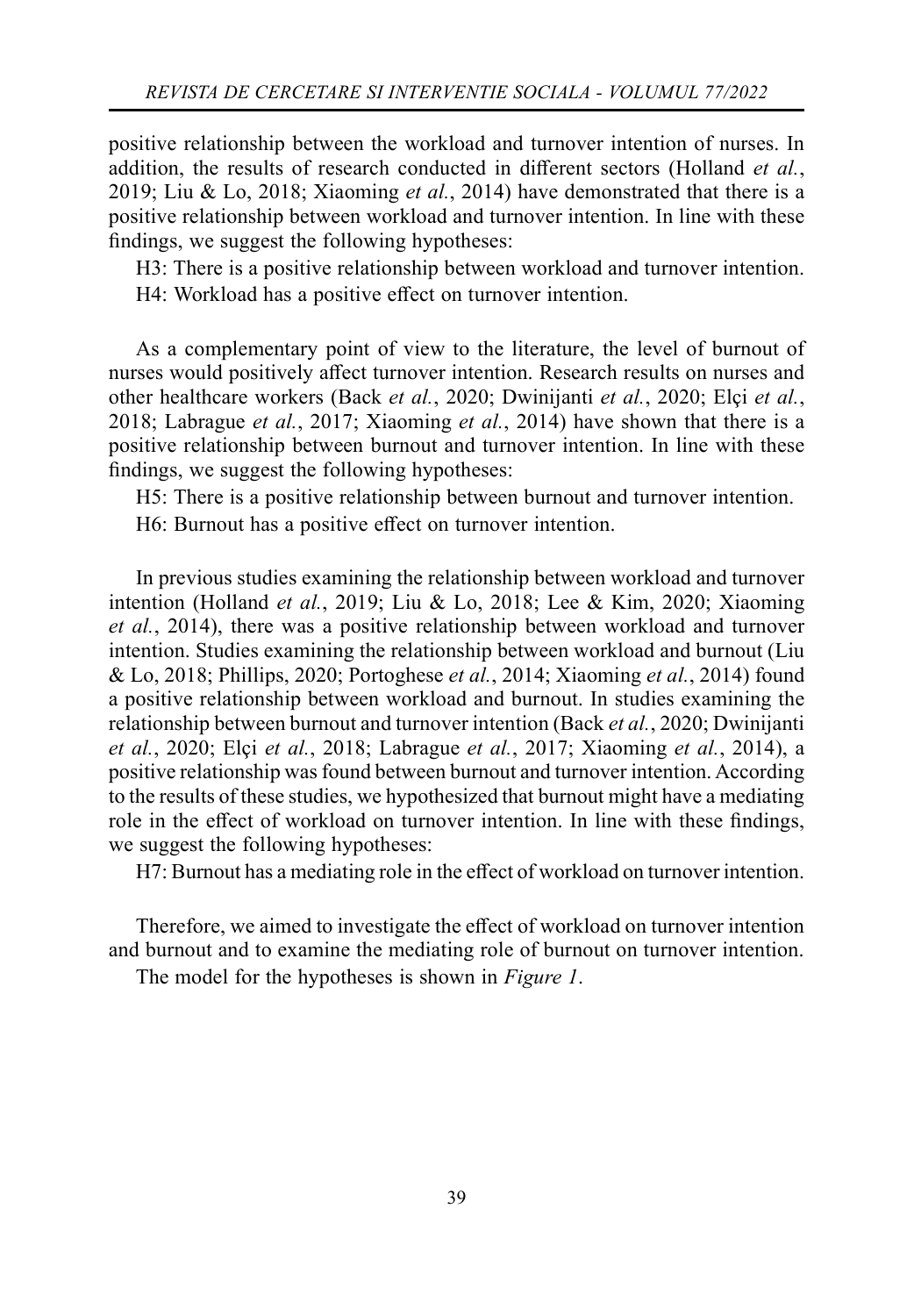positive relationship between the workload and turnover intention of nurses. In addition, the results of research conducted in different sectors (Holland *et al.*, 2019; Liu & Lo, 2018; Xiaoming *et al.*, 2014) have demonstrated that there is a positive relationship between workload and turnover intention. In line with these findings, we suggest the following hypotheses:

H3: There is a positive relationship between workload and turnover intention.

H4: Workload has a positive effect on turnover intention.

As a complementary point of view to the literature, the level of burnout of nurses would positively affect turnover intention. Research results on nurses and other healthcare workers (Back *et al.*, 2020; Dwinijanti *et al.*, 2020; Elçi *et al.*, 2018; Labrague *et al.*, 2017; Xiaoming *et al.*, 2014) have shown that there is a positive relationship between burnout and turnover intention. In line with these findings, we suggest the following hypotheses:

H5: There is a positive relationship between burnout and turnover intention.

H6: Burnout has a positive effect on turnover intention.

In previous studies examining the relationship between workload and turnover intention (Holland *et al.*, 2019; Liu & Lo, 2018; Lee & Kim, 2020; Xiaoming *et al.*, 2014), there was a positive relationship between workload and turnover intention. Studies examining the relationship between workload and burnout (Liu & Lo, 2018; Phillips, 2020; Portoghese *et al.*, 2014; Xiaoming *et al.*, 2014) found a positive relationship between workload and burnout. In studies examining the relationship between burnout and turnover intention (Back *et al.*, 2020; Dwinijanti *et al.*, 2020; Elçi *et al.*, 2018; Labrague *et al.*, 2017; Xiaoming *et al.*, 2014), a positive relationship was found between burnout and turnover intention. According to the results of these studies, we hypothesized that burnout might have a mediating role in the effect of workload on turnover intention. In line with these findings, we suggest the following hypotheses:

H7: Burnout has a mediating role in the effect of workload on turnover intention.

Therefore, we aimed to investigate the effect of workload on turnover intention and burnout and to examine the mediating role of burnout on turnover intention.

The model for the hypotheses is shown in *Figure 1*.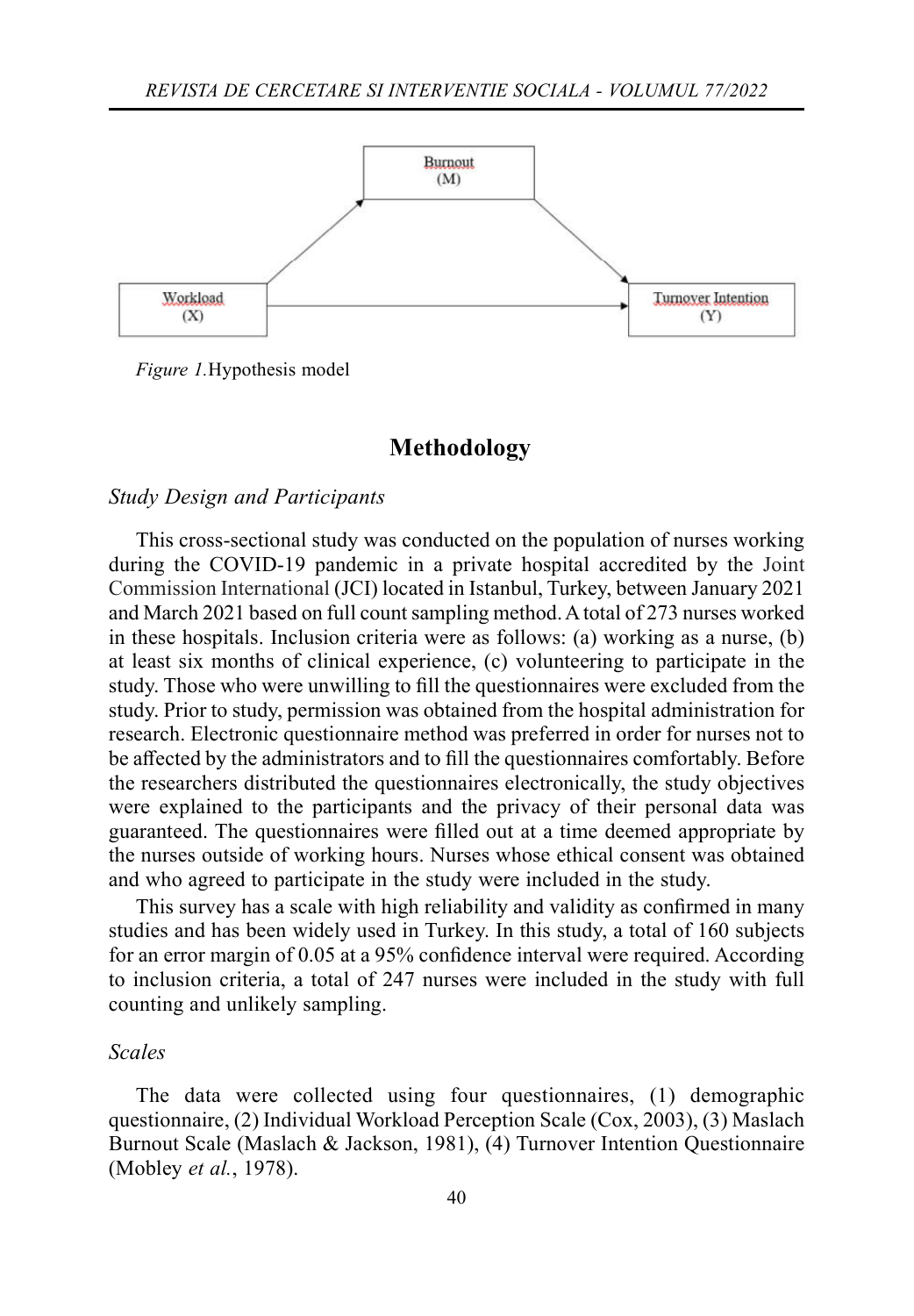Figure 1. Hypothesis model

## Methodology

### *Study Design and Participants*

This cross-sectional study was conducted on the population of nurses working during the COVID-19 pandemic in a private hospital accredited by the Joint Commission International (JCI) located in Istanbul, Turkey, between January 2021 and March 2021 based on full count sampling method. A total of 273 nurses worked in these hospitals. Inclusion criteria were as follows: (a) working as a nurse, (b) at least six months of clinical experience, (c) volunteering to participate in the study. Those who were unwilling to fill the questionnaires were excluded from the study. Prior to study, permission was obtained from the hospital administration for research. Electronic questionnaire method was preferred in order for nurses not to be affected by the administrators and to fill the questionnaires comfortably. Before the researchers distributed the questionnaires electronically, the study objectives were explained to the participants and the privacy of their personal data was guaranteed. The questionnaires were filled out at a time deemed appropriate by the nurses outside of working hours. Nurses whose ethical consent was obtained and who agreed to participate in the study were included in the study.

This survey has a scale with high reliability and validity as confirmed in many studies and has been widely used in Turkey. In this study, a total of 160 subjects for an error margin of 0.05 at a 95% confidence interval were required. According to inclusion criteria, a total of 247 nurses were included in the study with full counting and unlikely sampling.

### *Scales*

The data were collected using four questionnaires, (1) demographic questionnaire, (2) Individual Workload Perception Scale (Cox, 2003), (3) Maslach Burnout Scale (Maslach & Jackson, 1981), (4) Turnover Intention Questionnaire (Mobley *et al.*, 1978).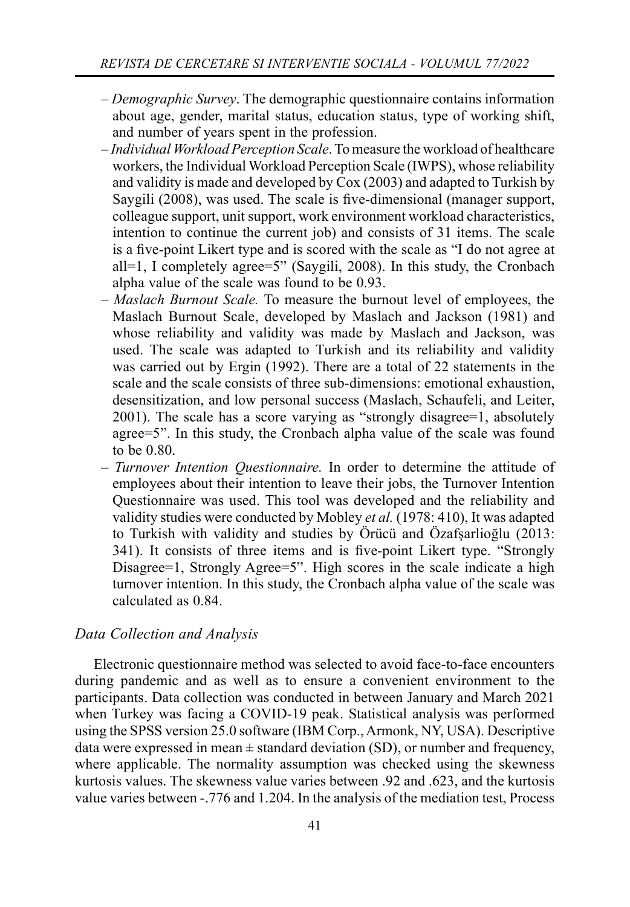- *Demographic Survey*. The demographic questionnaire contains information about age, gender, marital status, education status, type of working shift, and number of years spent in the profession.
- *Individual Workload Perception Scale*. To measure the workload of healthcare workers, the Individual Workload Perception Scale (IWPS), whose reliability and validity is made and developed by Cox (2003) and adapted to Turkish by Saygili (2008), was used. The scale is five-dimensional (manager support, colleague support, unit support, work environment workload characteristics, intention to continue the current job) and consists of 31 items. The scale is a five-point Likert type and is scored with the scale as "I do not agree at all=1, I completely agree=5" (Saygili, 2008). In this study, the Cronbach alpha value of the scale was found to be 0.93.
- *Maslach Burnout Scale.* To measure the burnout level of employees, the Maslach Burnout Scale, developed by Maslach and Jackson (1981) and whose reliability and validity was made by Maslach and Jackson, was used. The scale was adapted to Turkish and its reliability and validity was carried out by Ergin (1992). There are a total of 22 statements in the scale and the scale consists of three sub-dimensions: emotional exhaustion, desensitization, and low personal success (Maslach, Schaufeli, and Leiter, 2001). The scale has a score varying as "strongly disagree=1, absolutely agree=5". In this study, the Cronbach alpha value of the scale was found to be 0.80.
- *Turnover Intention Questionnaire.* In order to determine the attitude of employees about their intention to leave their jobs, the Turnover Intention Questionnaire was used. This tool was developed and the reliability and validity studies were conducted by Mobley *et al.* (1978: 410), It was adapted to Turkish with validity and studies by Örücü and Özafşarlioğlu (2013: 341). It consists of three items and is five-point Likert type. "Strongly Disagree=1, Strongly Agree=5". High scores in the scale indicate a high turnover intention. In this study, the Cronbach alpha value of the scale was calculated as 0.84.

### *Data Collection and Analysis*

Electronic questionnaire method was selected to avoid face-to-face encounters during pandemic and as well as to ensure a convenient environment to the participants. Data collection was conducted in between January and March 2021 when Turkey was facing a COVID-19 peak. Statistical analysis was performed using the SPSS version 25.0 software (IBM Corp., Armonk, NY, USA). Descriptive data were expressed in mean ± standard deviation (SD), or number and frequency, where applicable. The normality assumption was checked using the skewness kurtosis values. The skewness value varies between .92 and .623, and the kurtosis value varies between -.776 and 1.204. In the analysis of the mediation test, Process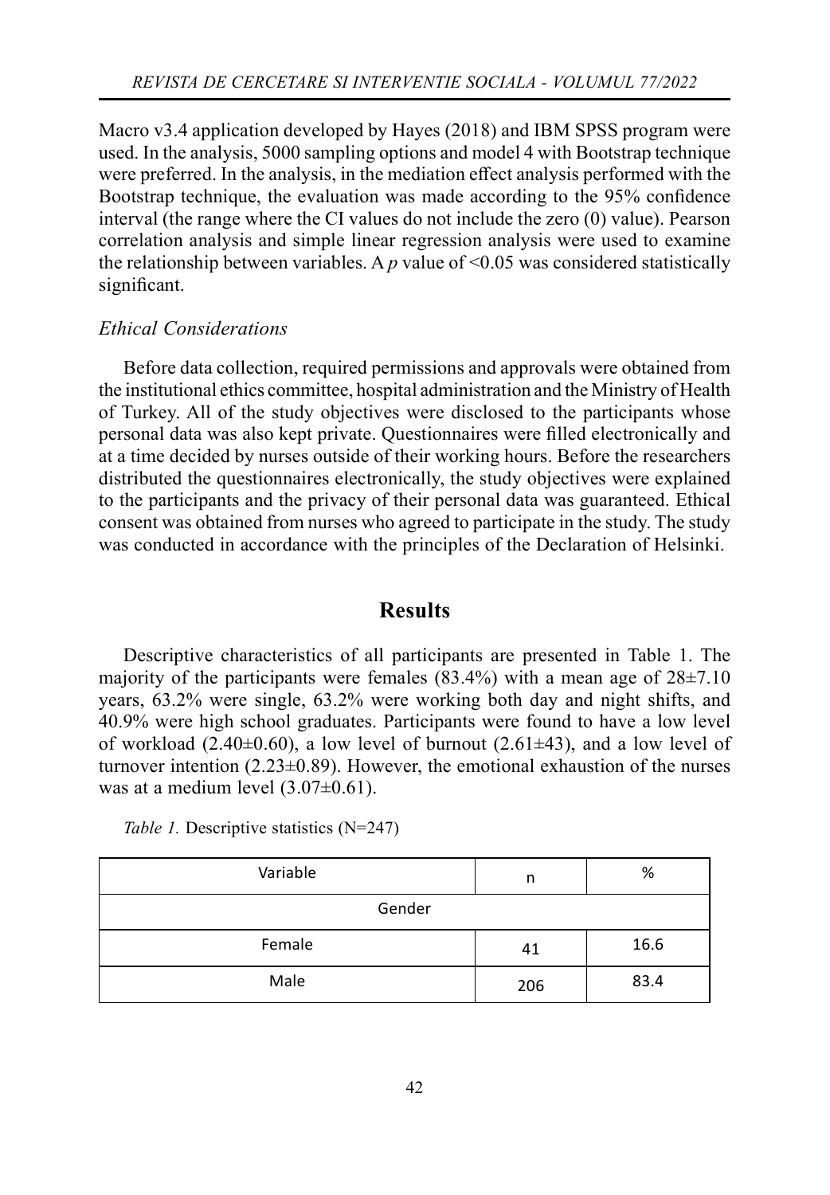Macro v3.4 application developed by Hayes (2018) and IBM SPSS program were used. In the analysis, 5000 sampling options and model 4 with Bootstrap technique were preferred. In the analysis, in the mediation effect analysis performed with the Bootstrap technique, the evaluation was made according to the 95% confidence interval (the range where the CI values do not include the zero (0) value). Pearson correlation analysis and simple linear regression analysis were used to examine the relationship between variables. A $p$ value of $<0.05$ was considered statistically significant.

### *Ethical Considerations*

Before data collection, required permissions and approvals were obtained from the institutional ethics committee, hospital administration and the Ministry of Health of Turkey. All of the study objectives were disclosed to the participants whose personal data was also kept private. Questionnaires were filled electronically and at a time decided by nurses outside of their working hours. Before the researchers distributed the questionnaires electronically, the study objectives were explained to the participants and the privacy of their personal data was guaranteed. Ethical consent was obtained from nurses who agreed to participate in the study. The study was conducted in accordance with the principles of the Declaration of Helsinki.

## Results

Descriptive characteristics of all participants are presented in Table 1. The majority of the participants were females (83.4%) with a mean age of 28±7.10 years, 63.2% were single, 63.2% were working both day and night shifts, and 40.9% were high school graduates. Participants were found to have a low level of workload (2.40±0.60), a low level of burnout (2.61±43), and a low level of turnover intention (2.23±0.89). However, the emotional exhaustion of the nurses was at a medium level (3.07±0.61).

*Table 1.* Descriptive statistics (N=247)

| Variable | n | % |
|---|---|---|
| Gender | | |
| Female | 41 | 16.6 |
| Male | 206 | 83.4 |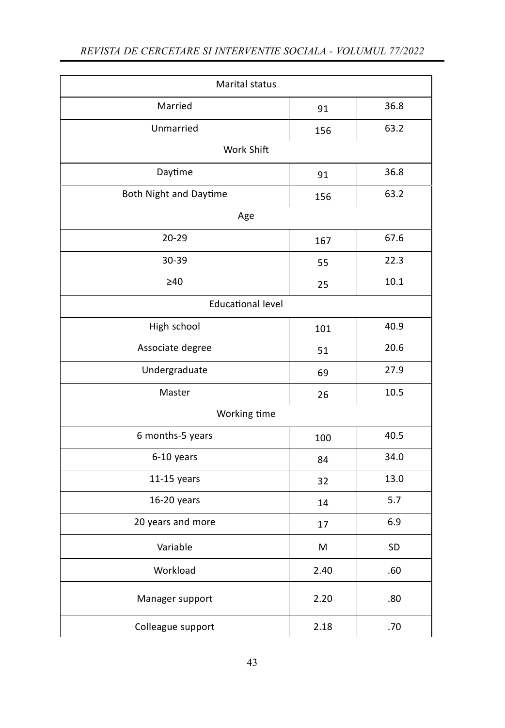| Marital status | | |
|---|---|---|
| Married | 91 | 36.8 |
| Unmarried | 156 | 63.2 |
| Work Shift | | |
| Daytime | 91 | 36.8 |
| Both Night and Daytime | 156 | 63.2 |
| Age | | |
| 20-29 | 167 | 67.6 |
| 30-39 | 55 | 22.3 |
| ≥40 | 25 | 10.1 |
| Educational level | | |
| High school | 101 | 40.9 |
| Associate degree | 51 | 20.6 |
| Undergraduate | 69 | 27.9 |
| Master | 26 | 10.5 |
| Working time | | |
| 6 months-5 years | 100 | 40.5 |
| 6-10 years | 84 | 34.0 |
| 11-15 years | 32 | 13.0 |
| 16-20 years | 14 | 5.7 |
| 20 years and more | 17 | 6.9 |
| Variable | M | SD |
| Workload | 2.40 | .60 |
| Manager support | 2.20 | .80 |
| Colleague support | 2.18 | .70 |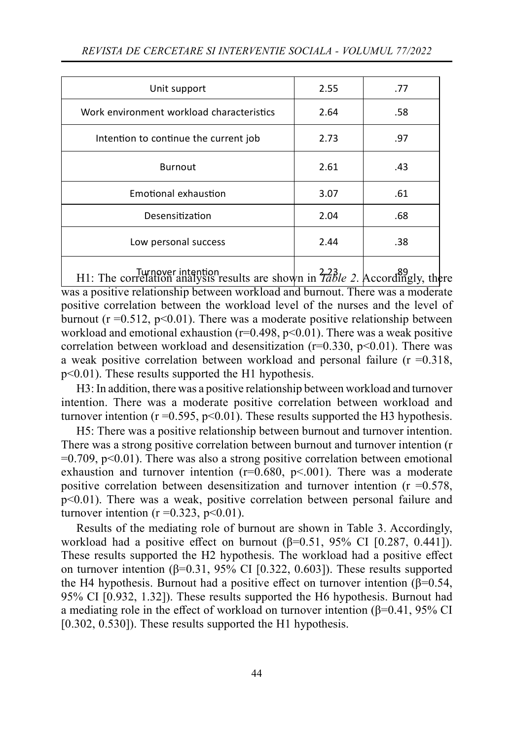| Unit support | 2.55 | .77 |
|---|---|---|
| Work environment workload characteristics | 2.64 | .58 |
| Intention to continue the current job | 2.73 | .97 |
| Burnout | 2.61 | .43 |
| Emotional exhaustion | 3.07 | .61 |
| Desensitization | 2.04 | .68 |
| Low personal success | 2.44 | .38 |
| Turnover intention | 2.23 | .89 |

H1: The correlation analysis results are shown in *Table 2*. Accordingly, there was a positive relationship between workload and burnout. There was a moderate positive correlation between the workload level of the nurses and the level of burnout ($r = 0.512$, $p<0.01$). There was a moderate positive relationship between workload and emotional exhaustion ($r=0.498$, $p<0.01$). There was a weak positive correlation between workload and desensitization ($r=0.330$, $p<0.01$). There was a weak positive correlation between workload and personal failure ($r = 0.318$, $p<0.01$). These results supported the H1 hypothesis.

H3: In addition, there was a positive relationship between workload and turnover intention. There was a moderate positive correlation between workload and turnover intention ($r = 0.595$, $p<0.01$). These results supported the H3 hypothesis.

H5: There was a positive relationship between burnout and turnover intention. There was a strong positive correlation between burnout and turnover intention ($r = 0.709$, $p<0.01$). There was also a strong positive correlation between emotional exhaustion and turnover intention ($r=0.680$, $p<.001$). There was a moderate positive correlation between desensitization and turnover intention ($r = 0.578$, $p<0.01$). There was a weak, positive correlation between personal failure and turnover intention ($r = 0.323$, $p<0.01$).

Results of the mediating role of burnout are shown in Table 3. Accordingly, workload had a positive effect on burnout ($\beta=0.51$, 95% CI [0.287, 0.441]). These results supported the H2 hypothesis. The workload had a positive effect on turnover intention ($\beta=0.31$, 95% CI [0.322, 0.603]). These results supported the H4 hypothesis. Burnout had a positive effect on turnover intention ($\beta=0.54$, 95% CI [0.932, 1.32]). These results supported the H6 hypothesis. Burnout had a mediating role in the effect of workload on turnover intention ($\beta=0.41$, 95% CI [0.302, 0.530]). These results supported the H1 hypothesis.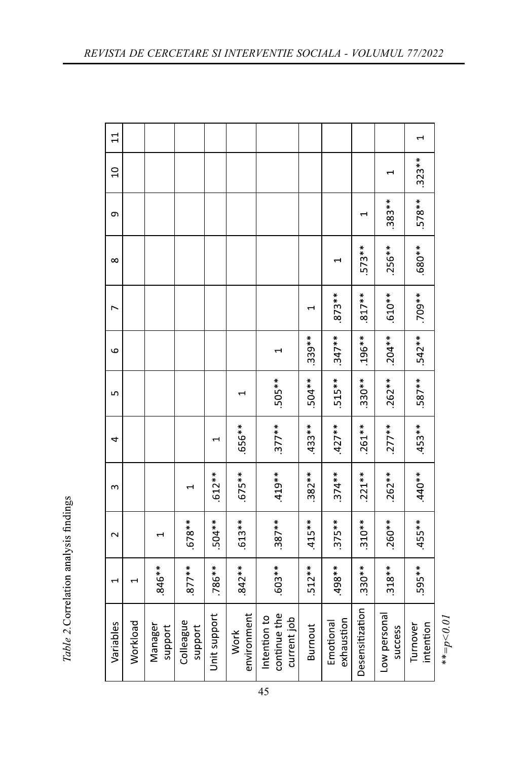*Table 2.* Correlation analysis findings

| Variables | 1 | 2 | 3 | 4 | 5 | 6 | 7 | 8 | 9 | 10 | 11 |
|---|---|---|---|---|---|---|---|---|---|---|---|
| Workload | 1 | | | | | | | | | | |
| Manager support | .846** | 1 | | | | | | | | | |
| Colleague support | .877** | .678** | 1 | | | | | | | | |
| Unit support | .786** | .504** | .612** | 1 | | | | | | | |
| Work environment | .842** | .613** | .675** | .656** | 1 | | | | | | |
| Intention to continue the current job | .603** | .387** | .419** | .377** | .505** | 1 | | | | | |
| Burnout | .512** | .415** | .382** | .433** | .504** | .339** | 1 | | | | |
| Emotional exhaustion | .498** | .375** | .374** | .427** | .515** | .347** | .873** | 1 | | | |
| Desensitization | .330** | .310** | .221** | .261** | .330** | .196** | .817** | .573** | 1 | | |
| Low personal success | .318** | .260** | .262** | .277** | .262** | .204** | .610** | .256** | .383** | 1 | |
| Turnover intention | .595** | .455** | .440** | .453** | .587** | .542** | .709** | .680** | .578** | .323** | 1 |

*$**=p<0.01$*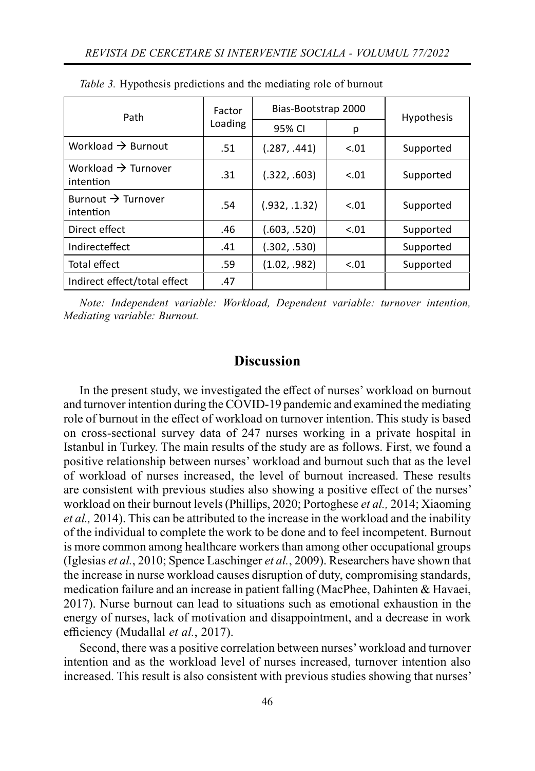*Table 3.* Hypothesis predictions and the mediating role of burnout

| Path | Factor Loading | Bias-Bootstrap 2000 | | Hypothesis |
|---|---|---|---|---|
| | | 95% CI | p | |
| Workload → Burnout | .51 | (.287, .441) | <.01 | Supported |
| Workload → Turnover intention | .31 | (.322, .603) | <.01 | Supported |
| Burnout → Turnover intention | .54 | (.932, .1.32) | <.01 | Supported |
| Direct effect | .46 | (.603, .520) | <.01 | Supported |
| Indirecteffect | .41 | (.302, .530) | | Supported |
| Total effect | .59 | (1.02, .982) | <.01 | Supported |
| Indirect effect/total effect | .47 | | | |

*Note: Independent variable: Workload, Dependent variable: turnover intention, Mediating variable: Burnout.*

## Discussion

In the present study, we investigated the effect of nurses' workload on burnout and turnover intention during the COVID-19 pandemic and examined the mediating role of burnout in the effect of workload on turnover intention. This study is based on cross-sectional survey data of 247 nurses working in a private hospital in Istanbul in Turkey. The main results of the study are as follows. First, we found a positive relationship between nurses' workload and burnout such that as the level of workload of nurses increased, the level of burnout increased. These results are consistent with previous studies also showing a positive effect of the nurses' workload on their burnout levels (Phillips, 2020; Portoghese *et al.,* 2014; Xiaoming *et al.,* 2014). This can be attributed to the increase in the workload and the inability of the individual to complete the work to be done and to feel incompetent. Burnout is more common among healthcare workers than among other occupational groups (Iglesias *et al.*, 2010; Spence Laschinger *et al.*, 2009). Researchers have shown that the increase in nurse workload causes disruption of duty, compromising standards, medication failure and an increase in patient falling (MacPhee, Dahinten & Havaei, 2017). Nurse burnout can lead to situations such as emotional exhaustion in the energy of nurses, lack of motivation and disappointment, and a decrease in work efficiency (Mudallal *et al.*, 2017).

Second, there was a positive correlation between nurses' workload and turnover intention and as the workload level of nurses increased, turnover intention also increased. This result is also consistent with previous studies showing that nurses'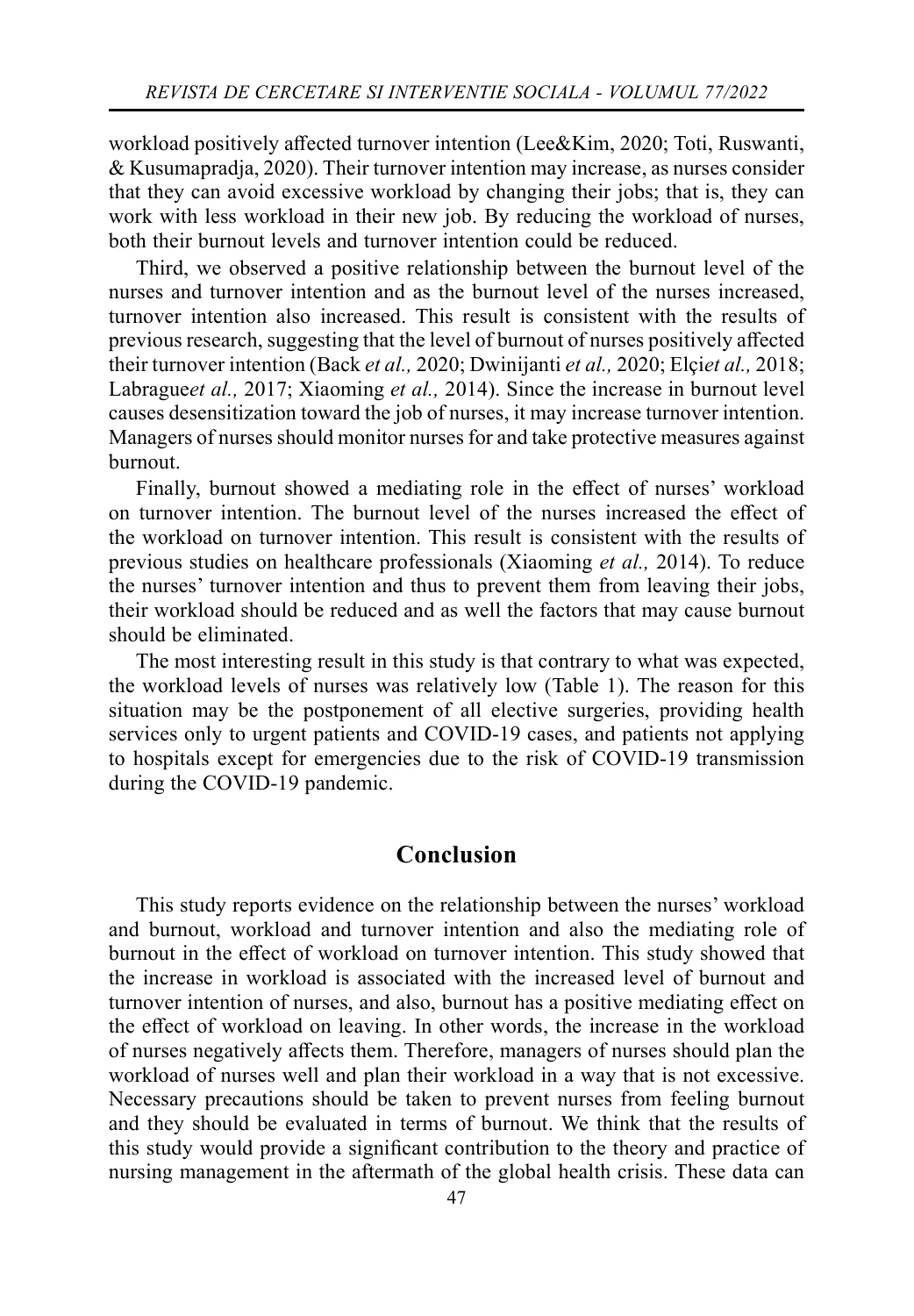workload positively affected turnover intention (Lee&Kim, 2020; Toti, Ruswanti, & Kusumapradja, 2020). Their turnover intention may increase, as nurses consider that they can avoid excessive workload by changing their jobs; that is, they can work with less workload in their new job. By reducing the workload of nurses, both their burnout levels and turnover intention could be reduced.

Third, we observed a positive relationship between the burnout level of the nurses and turnover intention and as the burnout level of the nurses increased, turnover intention also increased. This result is consistent with the results of previous research, suggesting that the level of burnout of nurses positively affected their turnover intention (Back *et al.,* 2020; Dwinijanti *et al.,* 2020; Elçi*et al.,* 2018; Labrague*et al.,* 2017; Xiaoming *et al.,* 2014). Since the increase in burnout level causes desensitization toward the job of nurses, it may increase turnover intention. Managers of nurses should monitor nurses for and take protective measures against burnout.

Finally, burnout showed a mediating role in the effect of nurses' workload on turnover intention. The burnout level of the nurses increased the effect of the workload on turnover intention. This result is consistent with the results of previous studies on healthcare professionals (Xiaoming *et al.,* 2014). To reduce the nurses' turnover intention and thus to prevent them from leaving their jobs, their workload should be reduced and as well the factors that may cause burnout should be eliminated.

The most interesting result in this study is that contrary to what was expected, the workload levels of nurses was relatively low (Table 1). The reason for this situation may be the postponement of all elective surgeries, providing health services only to urgent patients and COVID-19 cases, and patients not applying to hospitals except for emergencies due to the risk of COVID-19 transmission during the COVID-19 pandemic.

## Conclusion

This study reports evidence on the relationship between the nurses' workload and burnout, workload and turnover intention and also the mediating role of burnout in the effect of workload on turnover intention. This study showed that the increase in workload is associated with the increased level of burnout and turnover intention of nurses, and also, burnout has a positive mediating effect on the effect of workload on leaving. In other words, the increase in the workload of nurses negatively affects them. Therefore, managers of nurses should plan the workload of nurses well and plan their workload in a way that is not excessive. Necessary precautions should be taken to prevent nurses from feeling burnout and they should be evaluated in terms of burnout. We think that the results of this study would provide a significant contribution to the theory and practice of nursing management in the aftermath of the global health crisis. These data can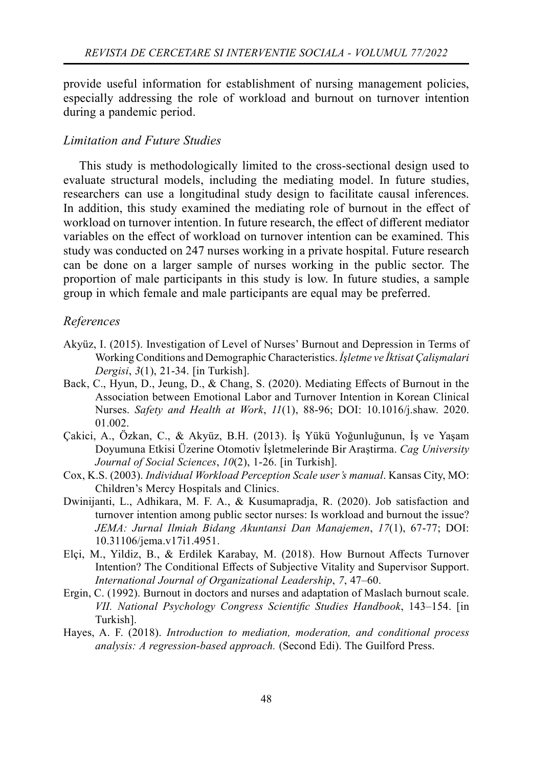provide useful information for establishment of nursing management policies, especially addressing the role of workload and burnout on turnover intention during a pandemic period.

### *Limitation and Future Studies*

This study is methodologically limited to the cross-sectional design used to evaluate structural models, including the mediating model. In future studies, researchers can use a longitudinal study design to facilitate causal inferences. In addition, this study examined the mediating role of burnout in the effect of workload on turnover intention. In future research, the effect of different mediator variables on the effect of workload on turnover intention can be examined. This study was conducted on 247 nurses working in a private hospital. Future research can be done on a larger sample of nurses working in the public sector. The proportion of male participants in this study is low. In future studies, a sample group in which female and male participants are equal may be preferred.

### *References*

- Akyüz, I. (2015). Investigation of Level of Nurses' Burnout and Depression in Terms of Working Conditions and Demographic Characteristics. *İşletme ve İktisat Çalişmalari Dergisi*, *3*(1), 21-34. [in Turkish].
- Back, C., Hyun, D., Jeung, D., & Chang, S. (2020). Mediating Effects of Burnout in the Association between Emotional Labor and Turnover Intention in Korean Clinical Nurses. *Safety and Health at Work*, *11*(1), 88-96; DOI: 10.1016/j.shaw. 2020. 01.002.
- Çakici, A., Özkan, C., & Akyüz, B.H. (2013). İş Yükü Yoğunluğunun, İş ve Yaşam Doyumuna Etkisi Üzerine Otomotiv İşletmelerinde Bir Araştirma. *Cag University Journal of Social Sciences*, *10*(2), 1-26. [in Turkish].
- Cox, K.S. (2003). *Individual Workload Perception Scale user's manual*. Kansas City, MO: Children's Mercy Hospitals and Clinics.
- Dwinijanti, L., Adhikara, M. F. A., & Kusumapradja, R. (2020). Job satisfaction and turnover intention among public sector nurses: Is workload and burnout the issue? *JEMA: Jurnal Ilmiah Bidang Akuntansi Dan Manajemen*, *17*(1), 67-77; DOI: 10.31106/jema.v17i1.4951.
- Elçi, M., Yildiz, B., & Erdilek Karabay, M. (2018). How Burnout Affects Turnover Intention? The Conditional Effects of Subjective Vitality and Supervisor Support. *International Journal of Organizational Leadership*, *7*, 47–60.
- Ergin, C. (1992). Burnout in doctors and nurses and adaptation of Maslach burnout scale. *VII. National Psychology Congress Scientific Studies Handbook*, 143–154. [in Turkish].
- Hayes, A. F. (2018). *Introduction to mediation, moderation, and conditional process analysis: A regression-based approach.* (Second Edi). The Guilford Press.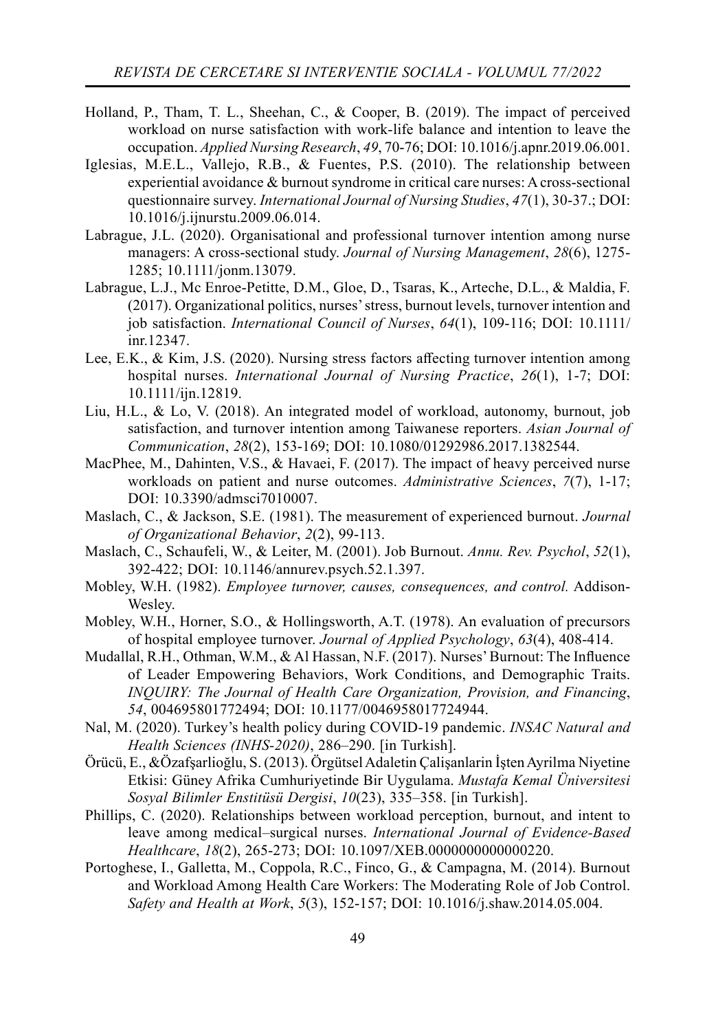Holland, P., Tham, T. L., Sheehan, C., & Cooper, B. (2019). The impact of perceived workload on nurse satisfaction with work-life balance and intention to leave the occupation. *Applied Nursing Research*, *49*, 70-76; DOI: 10.1016/j.apnr.2019.06.001.

Iglesias, M.E.L., Vallejo, R.B., & Fuentes, P.S. (2010). The relationship between experiential avoidance & burnout syndrome in critical care nurses: A cross-sectional questionnaire survey. *International Journal of Nursing Studies*, *47*(1), 30-37.; DOI: 10.1016/j.ijnurstu.2009.06.014.

Labrague, J.L. (2020). Organisational and professional turnover intention among nurse managers: A cross-sectional study. *Journal of Nursing Management*, *28*(6), 1275-1285; 10.1111/jonm.13079.

Labrague, L.J., Mc Enroe-Petitte, D.M., Gloe, D., Tsaras, K., Arteche, D.L., & Maldia, F. (2017). Organizational politics, nurses' stress, burnout levels, turnover intention and job satisfaction. *International Council of Nurses*, *64*(1), 109-116; DOI: 10.1111/inr.12347.

Lee, E.K., & Kim, J.S. (2020). Nursing stress factors affecting turnover intention among hospital nurses. *International Journal of Nursing Practice*, *26*(1), 1-7; DOI: 10.1111/ijn.12819.

Liu, H.L., & Lo, V. (2018). An integrated model of workload, autonomy, burnout, job satisfaction, and turnover intention among Taiwanese reporters. *Asian Journal of Communication*, *28*(2), 153-169; DOI: 10.1080/01292986.2017.1382544.

MacPhee, M., Dahinten, V.S., & Havaei, F. (2017). The impact of heavy perceived nurse workloads on patient and nurse outcomes. *Administrative Sciences*, *7*(7), 1-17; DOI: 10.3390/admsci7010007.

Maslach, C., & Jackson, S.E. (1981). The measurement of experienced burnout. *Journal of Organizational Behavior*, *2*(2), 99-113.

Maslach, C., Schaufeli, W., & Leiter, M. (2001). Job Burnout. *Annu. Rev. Psychol*, *52*(1), 392-422; DOI: 10.1146/annurev.psych.52.1.397.

Mobley, W.H. (1982). *Employee turnover, causes, consequences, and control.* Addison-Wesley.

Mobley, W.H., Horner, S.O., & Hollingsworth, A.T. (1978). An evaluation of precursors of hospital employee turnover. *Journal of Applied Psychology*, *63*(4), 408-414.

Mudallal, R.H., Othman, W.M., & Al Hassan, N.F. (2017). Nurses' Burnout: The Influence of Leader Empowering Behaviors, Work Conditions, and Demographic Traits. *INQUIRY: The Journal of Health Care Organization, Provision, and Financing*, *54*, 004695801772494; DOI: 10.1177/0046958017724944.

Nal, M. (2020). Turkey's health policy during COVID-19 pandemic. *INSAC Natural and Health Sciences (INHS-2020)*, 286–290. [in Turkish].

Örücü, E., &Özafşarlioğlu, S. (2013). Örgütsel Adaletin Çalişanlarin İşten Ayrilma Niyetine Etkisi: Güney Afrika Cumhuriyetinde Bir Uygulama. *Mustafa Kemal Üniversitesi Sosyal Bilimler Enstitüsü Dergisi*, *10*(23), 335–358. [in Turkish].

Phillips, C. (2020). Relationships between workload perception, burnout, and intent to leave among medical–surgical nurses. *International Journal of Evidence-Based Healthcare*, *18*(2), 265-273; DOI: 10.1097/XEB.0000000000000220.

Portoghese, I., Galletta, M., Coppola, R.C., Finco, G., & Campagna, M. (2014). Burnout and Workload Among Health Care Workers: The Moderating Role of Job Control. *Safety and Health at Work*, *5*(3), 152-157; DOI: 10.1016/j.shaw.2014.05.004.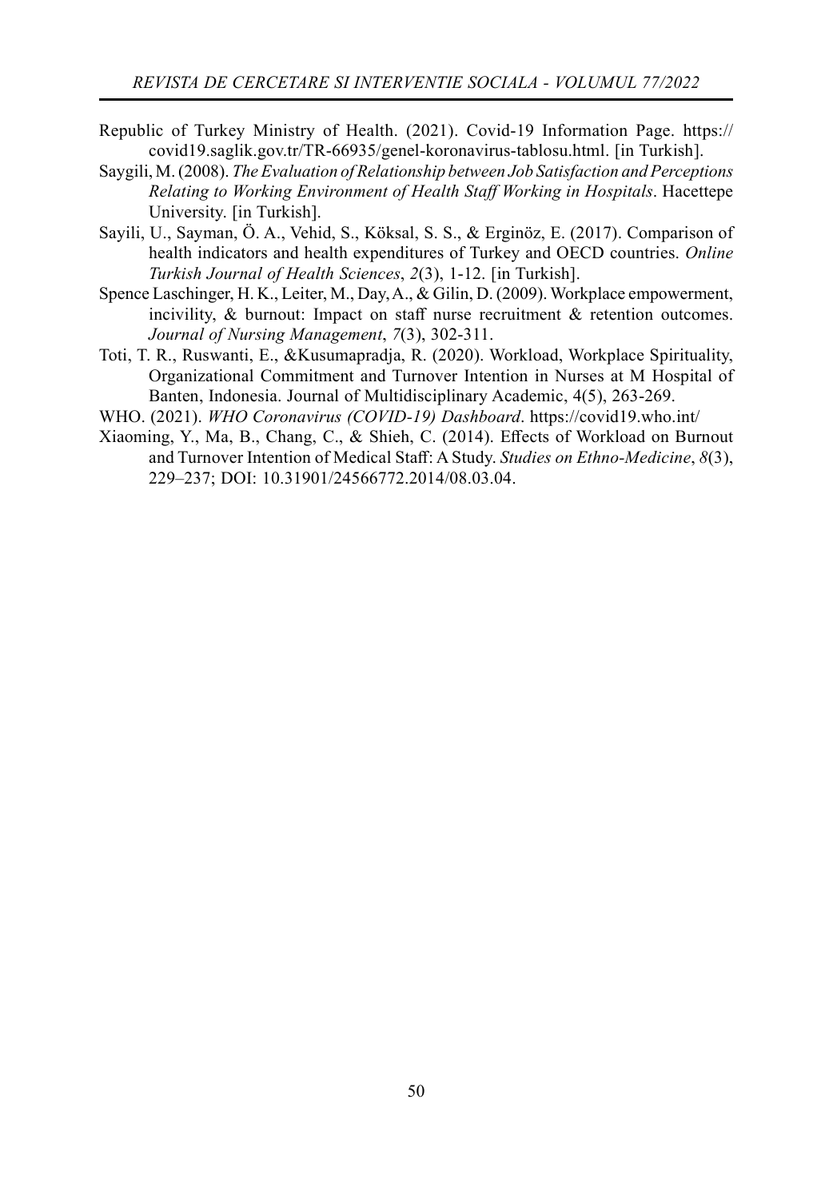Republic of Turkey Ministry of Health. (2021). Covid-19 Information Page. https://covid19.saglik.gov.tr/TR-66935/genel-koronavirus-tablosu.html. [in Turkish].

Saygili, M. (2008). *The Evaluation of Relationship between Job Satisfaction and Perceptions Relating to Working Environment of Health Staff Working in Hospitals*. Hacettepe University. [in Turkish].

Sayili, U., Sayman, Ö. A., Vehid, S., Köksal, S. S., & Erginöz, E. (2017). Comparison of health indicators and health expenditures of Turkey and OECD countries. *Online Turkish Journal of Health Sciences*, *2*(3), 1-12. [in Turkish].

Spence Laschinger, H. K., Leiter, M., Day, A., & Gilin, D. (2009). Workplace empowerment, incivility, & burnout: Impact on staff nurse recruitment & retention outcomes. *Journal of Nursing Management*, *7*(3), 302-311.

Toti, T. R., Ruswanti, E., &Kusumapradja, R. (2020). Workload, Workplace Spirituality, Organizational Commitment and Turnover Intention in Nurses at M Hospital of Banten, Indonesia. Journal of Multidisciplinary Academic, 4(5), 263-269.

WHO. (2021). *WHO Coronavirus (COVID-19) Dashboard*. https://covid19.who.int/

Xiaoming, Y., Ma, B., Chang, C., & Shieh, C. (2014). Effects of Workload on Burnout and Turnover Intention of Medical Staff: A Study. *Studies on Ethno-Medicine*, *8*(3), 229–237; DOI: 10.31901/24566772.2014/08.03.04.